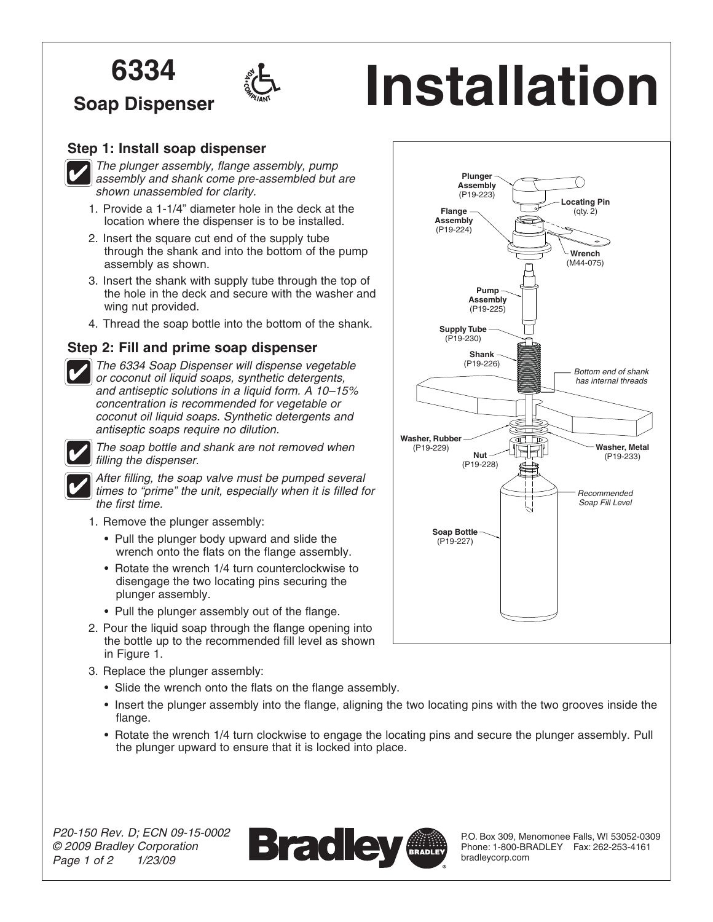# 6334

## Soap Dispenser

# Installation

### Step 1: Install soap dispenser

*The plunger assembly, flange assembly, pump assembly and shank come pre-assembled but are shown unassembled for clarity.*

1. Provide a 1-1/4" diameter hole in the deck at the location where the dispenser is to be installed.
2. Insert the square cut end of the supply tube through the shank and into the bottom of the pump assembly as shown.
3. Insert the shank with supply tube through the top of the hole in the deck and secure with the washer and wing nut provided.
4. Thread the soap bottle into the bottom of the shank.

### Step 2: Fill and prime soap dispenser

*The 6334 Soap Dispenser will dispense vegetable or coconut oil liquid soaps, synthetic detergents, and antiseptic solutions in a liquid form. A 10–15% concentration is recommended for vegetable or coconut oil liquid soaps. Synthetic detergents and antiseptic soaps require no dilution.*

*The soap bottle and shank are not removed when filling the dispenser.*

*After filling, the soap valve must be pumped several times to "prime" the unit, especially when it is filled for the first time.*

1. Remove the plunger assembly:
   - Pull the plunger body upward and slide the wrench onto the flats on the flange assembly.
   - Rotate the wrench 1/4 turn counterclockwise to disengage the two locating pins securing the plunger assembly.
   - Pull the plunger assembly out of the flange.
2. Pour the liquid soap through the flange opening into the bottle up to the recommended fill level as shown in Figure 1.
3. Replace the plunger assembly:
   - Slide the wrench onto the flats on the flange assembly.
   - Insert the plunger assembly into the flange, aligning the two locating pins with the two grooves inside the flange.
   - Rotate the wrench 1/4 turn clockwise to engage the locating pins and secure the plunger assembly. Pull the plunger upward to ensure that it is locked into place.

**Plunger Assembly** (P19-223)
**Locating Pin** (qty. 2)
**Flange Assembly** (P19-224)
**Wrench** (M44-075)
**Pump Assembly** (P19-225)
**Supply Tube** (P19-230)
**Shank** (P19-226)
*Bottom end of shank has internal threads*
**Washer, Rubber** (P19-229)
**Washer, Metal** (P19-233)
**Nut** (P19-228)
*Recommended Soap Fill Level*
**Soap Bottle** (P19-227)

*P20-150 Rev. D; ECN 09-15-0002*
*© 2009 Bradley Corporation*
*1/23/09*

Bradley

P.O. Box 309, Menomonee Falls, WI 53052-0309
Phone: 1-800-BRADLEY Fax: 262-253-4161
bradleycorp.com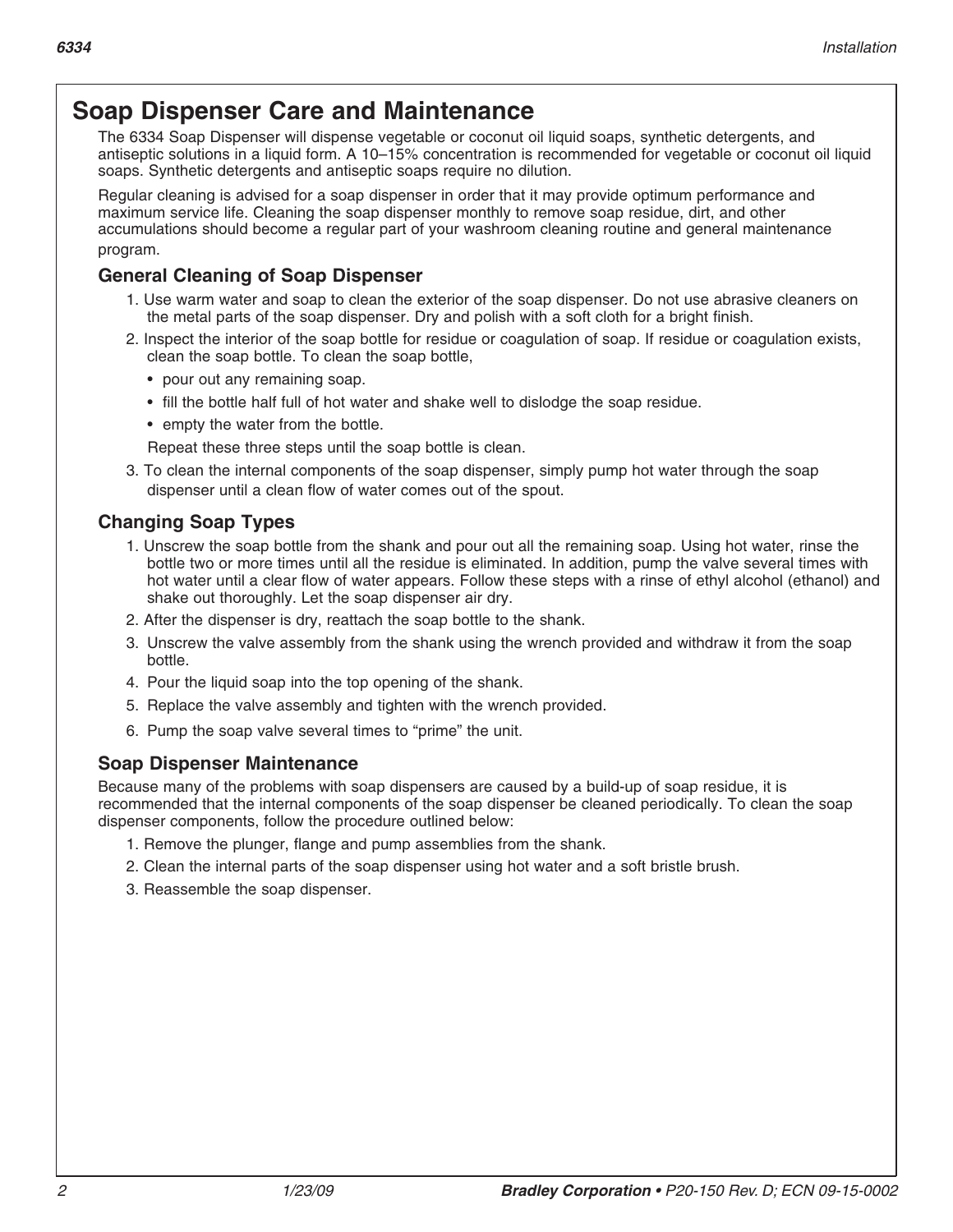# Soap Dispenser Care and Maintenance

The 6334 Soap Dispenser will dispense vegetable or coconut oil liquid soaps, synthetic detergents, and antiseptic solutions in a liquid form. A 10–15% concentration is recommended for vegetable or coconut oil liquid soaps. Synthetic detergents and antiseptic soaps require no dilution.

Regular cleaning is advised for a soap dispenser in order that it may provide optimum performance and maximum service life. Cleaning the soap dispenser monthly to remove soap residue, dirt, and other accumulations should become a regular part of your washroom cleaning routine and general maintenance program.

## General Cleaning of Soap Dispenser

1. Use warm water and soap to clean the exterior of the soap dispenser. Do not use abrasive cleaners on the metal parts of the soap dispenser. Dry and polish with a soft cloth for a bright finish.
2. Inspect the interior of the soap bottle for residue or coagulation of soap. If residue or coagulation exists, clean the soap bottle. To clean the soap bottle,
   - pour out any remaining soap.
   - fill the bottle half full of hot water and shake well to dislodge the soap residue.
   - empty the water from the bottle.

   Repeat these three steps until the soap bottle is clean.
3. To clean the internal components of the soap dispenser, simply pump hot water through the soap dispenser until a clean flow of water comes out of the spout.

## Changing Soap Types

1. Unscrew the soap bottle from the shank and pour out all the remaining soap. Using hot water, rinse the bottle two or more times until all the residue is eliminated. In addition, pump the valve several times with hot water until a clear flow of water appears. Follow these steps with a rinse of ethyl alcohol (ethanol) and shake out thoroughly. Let the soap dispenser air dry.
2. After the dispenser is dry, reattach the soap bottle to the shank.
3. Unscrew the valve assembly from the shank using the wrench provided and withdraw it from the soap bottle.
4. Pour the liquid soap into the top opening of the shank.
5. Replace the valve assembly and tighten with the wrench provided.
6. Pump the soap valve several times to "prime" the unit.

## Soap Dispenser Maintenance

Because many of the problems with soap dispensers are caused by a build-up of soap residue, it is recommended that the internal components of the soap dispenser be cleaned periodically. To clean the soap dispenser components, follow the procedure outlined below:

1. Remove the plunger, flange and pump assemblies from the shank.
2. Clean the internal parts of the soap dispenser using hot water and a soft bristle brush.
3. Reassemble the soap dispenser.